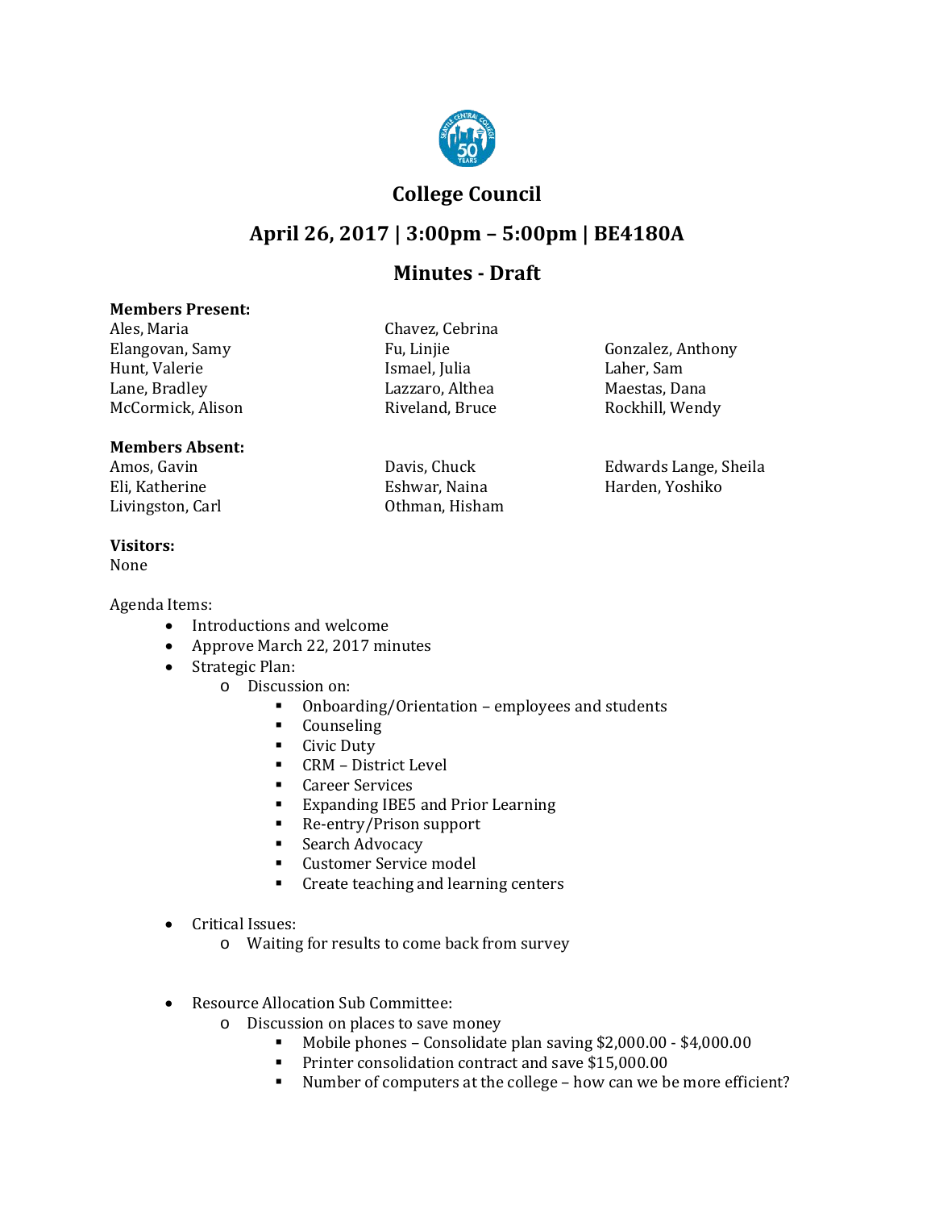# College Council

## April 26, 2017 | 3:00pm – 5:00pm | BE4180A

## Minutes - Draft

**Members Present:**

| | | |
|---|---|---|
| Ales, Maria | Chavez, Cebrina | |
| Elangovan, Samy | Fu, Linjie | Gonzalez, Anthony |
| Hunt, Valerie | Ismael, Julia | Laher, Sam |
| Lane, Bradley | Lazzaro, Althea | Maestas, Dana |
| McCormick, Alison | Riveland, Bruce | Rockhill, Wendy |

**Members Absent:**

| | | |
|---|---|---|
| Amos, Gavin | Davis, Chuck | Edwards Lange, Sheila |
| Eli, Katherine | Eshwar, Naina | Harden, Yoshiko |
| Livingston, Carl | Othman, Hisham | |

**Visitors:**
None

Agenda Items:

- Introductions and welcome
- Approve March 22, 2017 minutes
- Strategic Plan:
  - Discussion on:
    - Onboarding/Orientation – employees and students
    - Counseling
    - Civic Duty
    - CRM – District Level
    - Career Services
    - Expanding IBES and Prior Learning
    - Re-entry/Prison support
    - Search Advocacy
    - Customer Service model
    - Create teaching and learning centers
- Critical Issues:
  - Waiting for results to come back from survey
- Resource Allocation Sub Committee:
  - Discussion on places to save money
    - Mobile phones – Consolidate plan saving $2,000.00 - $4,000.00
    - Printer consolidation contract and save $15,000.00
    - Number of computers at the college – how can we be more efficient?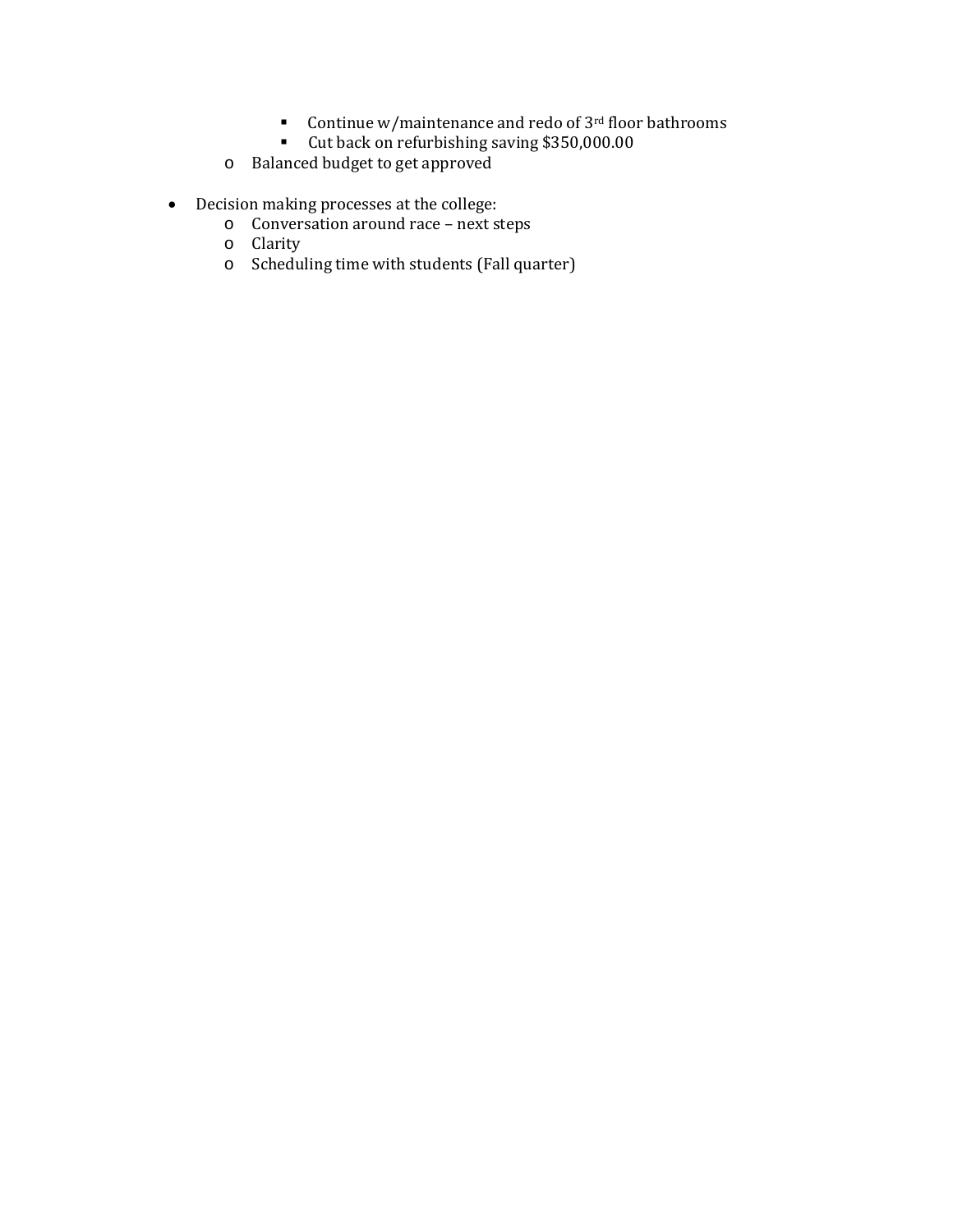- Continue w/maintenance and redo of 3rd floor bathrooms
    - Cut back on refurbishing saving $350,000.00
  - Balanced budget to get approved

- Decision making processes at the college:
  - Conversation around race – next steps
  - Clarity
  - Scheduling time with students (Fall quarter)